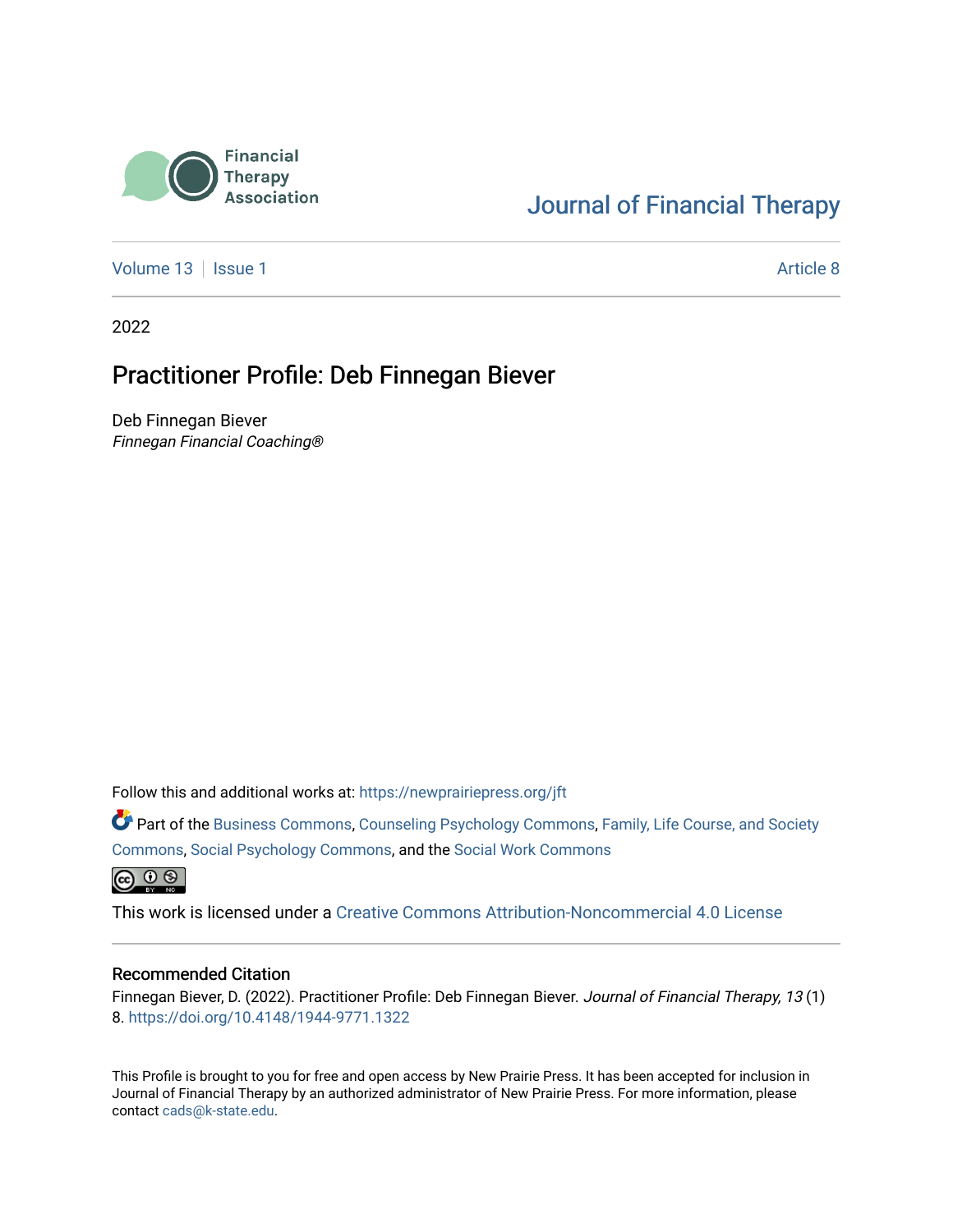Financial Therapy Association

Journal of Financial Therapy

Volume 13 | Issue 1 | Article 8

2022

# Practitioner Profile: Deb Finnegan Biever

Deb Finnegan Biever
*Finnegan Financial Coaching®*

Follow this and additional works at: https://newprairiepress.org/jft

Part of the Business Commons, Counseling Psychology Commons, Family, Life Course, and Society Commons, Social Psychology Commons, and the Social Work Commons

This work is licensed under a Creative Commons Attribution-Noncommercial 4.0 License

## Recommended Citation

Finnegan Biever, D. (2022). Practitioner Profile: Deb Finnegan Biever. *Journal of Financial Therapy, 13* (1) 8. https://doi.org/10.4148/1944-9771.1322

This Profile is brought to you for free and open access by New Prairie Press. It has been accepted for inclusion in Journal of Financial Therapy by an authorized administrator of New Prairie Press. For more information, please contact cads@k-state.edu.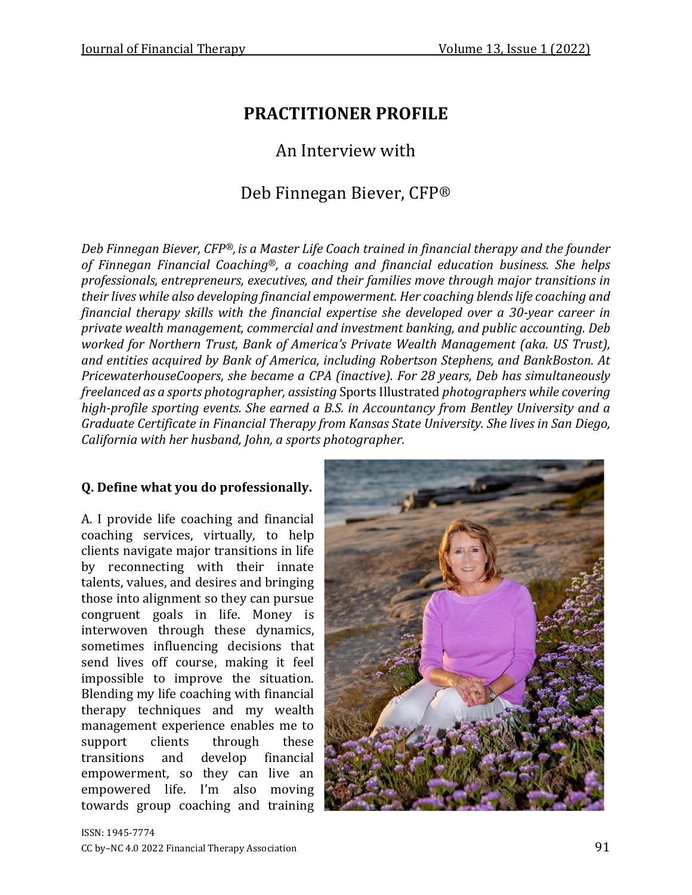# PRACTITIONER PROFILE

## An Interview with

## Deb Finnegan Biever, CFP®

*Deb Finnegan Biever, CFP®, is a Master Life Coach trained in financial therapy and the founder of Finnegan Financial Coaching®, a coaching and financial education business. She helps professionals, entrepreneurs, executives, and their families move through major transitions in their lives while also developing financial empowerment. Her coaching blends life coaching and financial therapy skills with the financial expertise she developed over a 30-year career in private wealth management, commercial and investment banking, and public accounting. Deb worked for Northern Trust, Bank of America's Private Wealth Management (aka. US Trust), and entities acquired by Bank of America, including Robertson Stephens, and BankBoston. At PricewaterhouseCoopers, she became a CPA (inactive). For 28 years, Deb has simultaneously freelanced as a sports photographer, assisting* Sports Illustrated *photographers while covering high-profile sporting events. She earned a B.S. in Accountancy from Bentley University and a Graduate Certificate in Financial Therapy from Kansas State University. She lives in San Diego, California with her husband, John, a sports photographer.*

**Q. Define what you do professionally.**

A. I provide life coaching and financial coaching services, virtually, to help clients navigate major transitions in life by reconnecting with their innate talents, values, and desires and bringing those into alignment so they can pursue congruent goals in life. Money is interwoven through these dynamics, sometimes influencing decisions that send lives off course, making it feel impossible to improve the situation. Blending my life coaching with financial therapy techniques and my wealth management experience enables me to support clients through these transitions and develop financial empowerment, so they can live an empowered life. I'm also moving towards group coaching and training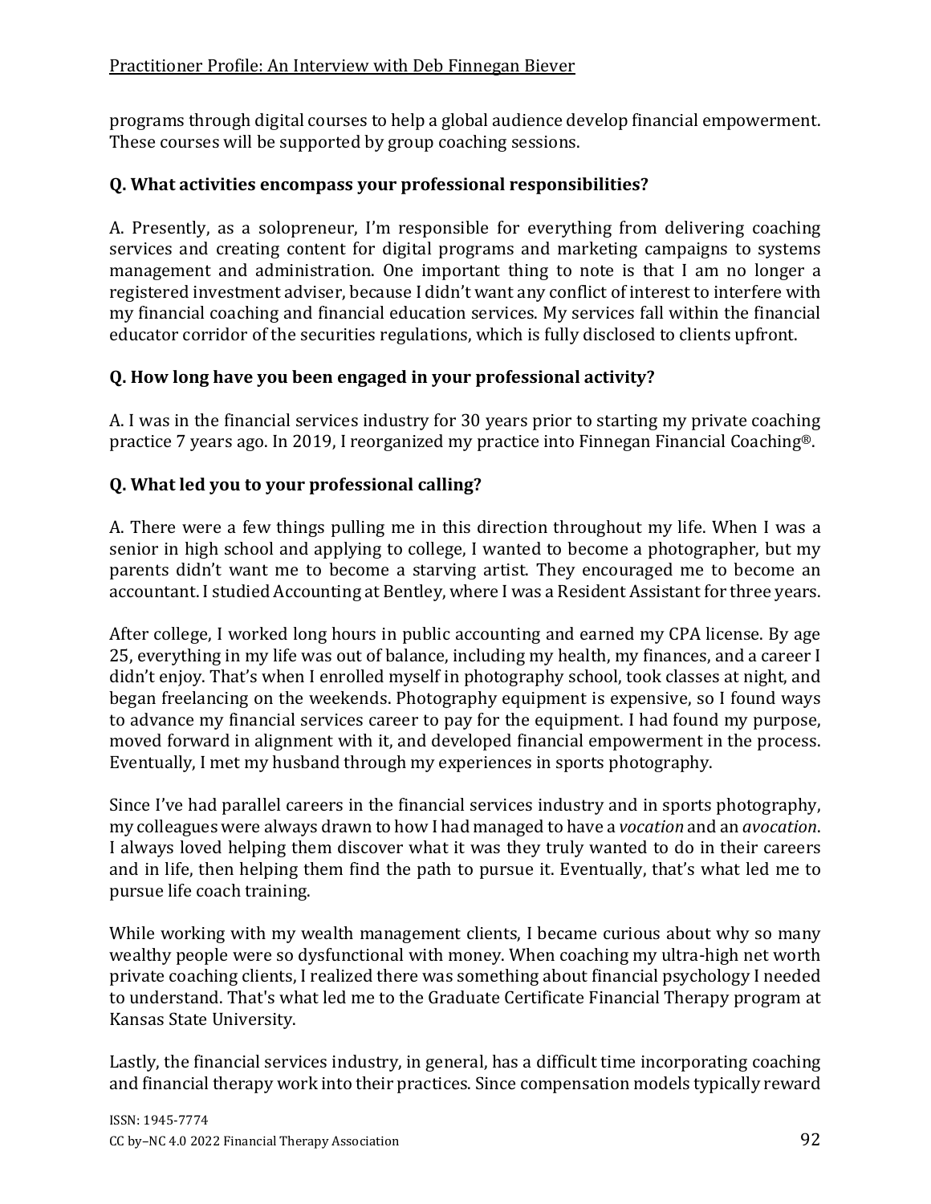programs through digital courses to help a global audience develop financial empowerment. These courses will be supported by group coaching sessions.

**Q. What activities encompass your professional responsibilities?**

A. Presently, as a solopreneur, I'm responsible for everything from delivering coaching services and creating content for digital programs and marketing campaigns to systems management and administration. One important thing to note is that I am no longer a registered investment adviser, because I didn't want any conflict of interest to interfere with my financial coaching and financial education services. My services fall within the financial educator corridor of the securities regulations, which is fully disclosed to clients upfront.

**Q. How long have you been engaged in your professional activity?**

A. I was in the financial services industry for 30 years prior to starting my private coaching practice 7 years ago. In 2019, I reorganized my practice into Finnegan Financial Coaching®.

**Q. What led you to your professional calling?**

A. There were a few things pulling me in this direction throughout my life. When I was a senior in high school and applying to college, I wanted to become a photographer, but my parents didn't want me to become a starving artist. They encouraged me to become an accountant. I studied Accounting at Bentley, where I was a Resident Assistant for three years.

After college, I worked long hours in public accounting and earned my CPA license. By age 25, everything in my life was out of balance, including my health, my finances, and a career I didn't enjoy. That's when I enrolled myself in photography school, took classes at night, and began freelancing on the weekends. Photography equipment is expensive, so I found ways to advance my financial services career to pay for the equipment. I had found my purpose, moved forward in alignment with it, and developed financial empowerment in the process. Eventually, I met my husband through my experiences in sports photography.

Since I've had parallel careers in the financial services industry and in sports photography, my colleagues were always drawn to how I had managed to have a *vocation* and an *avocation*. I always loved helping them discover what it was they truly wanted to do in their careers and in life, then helping them find the path to pursue it. Eventually, that's what led me to pursue life coach training.

While working with my wealth management clients, I became curious about why so many wealthy people were so dysfunctional with money. When coaching my ultra-high net worth private coaching clients, I realized there was something about financial psychology I needed to understand. That's what led me to the Graduate Certificate Financial Therapy program at Kansas State University.

Lastly, the financial services industry, in general, has a difficult time incorporating coaching and financial therapy work into their practices. Since compensation models typically reward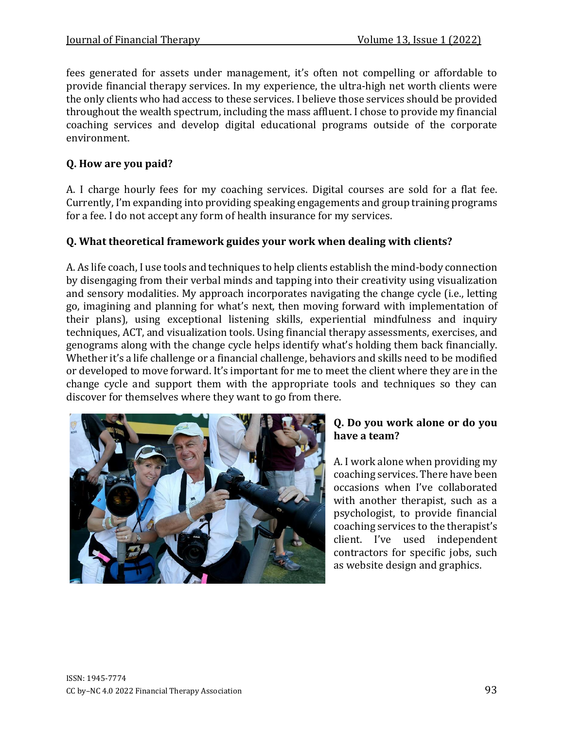fees generated for assets under management, it's often not compelling or affordable to provide financial therapy services. In my experience, the ultra-high net worth clients were the only clients who had access to these services. I believe those services should be provided throughout the wealth spectrum, including the mass affluent. I chose to provide my financial coaching services and develop digital educational programs outside of the corporate environment.

**Q. How are you paid?**

A. I charge hourly fees for my coaching services. Digital courses are sold for a flat fee. Currently, I'm expanding into providing speaking engagements and group training programs for a fee. I do not accept any form of health insurance for my services.

**Q. What theoretical framework guides your work when dealing with clients?**

A. As life coach, I use tools and techniques to help clients establish the mind-body connection by disengaging from their verbal minds and tapping into their creativity using visualization and sensory modalities. My approach incorporates navigating the change cycle (i.e., letting go, imagining and planning for what's next, then moving forward with implementation of their plans), using exceptional listening skills, experiential mindfulness and inquiry techniques, ACT, and visualization tools. Using financial therapy assessments, exercises, and genograms along with the change cycle helps identify what's holding them back financially. Whether it's a life challenge or a financial challenge, behaviors and skills need to be modified or developed to move forward. It's important for me to meet the client where they are in the change cycle and support them with the appropriate tools and techniques so they can discover for themselves where they want to go from there.

**Q. Do you work alone or do you have a team?**

A. I work alone when providing my coaching services. There have been occasions when I've collaborated with another therapist, such as a psychologist, to provide financial coaching services to the therapist's client. I've used independent contractors for specific jobs, such as website design and graphics.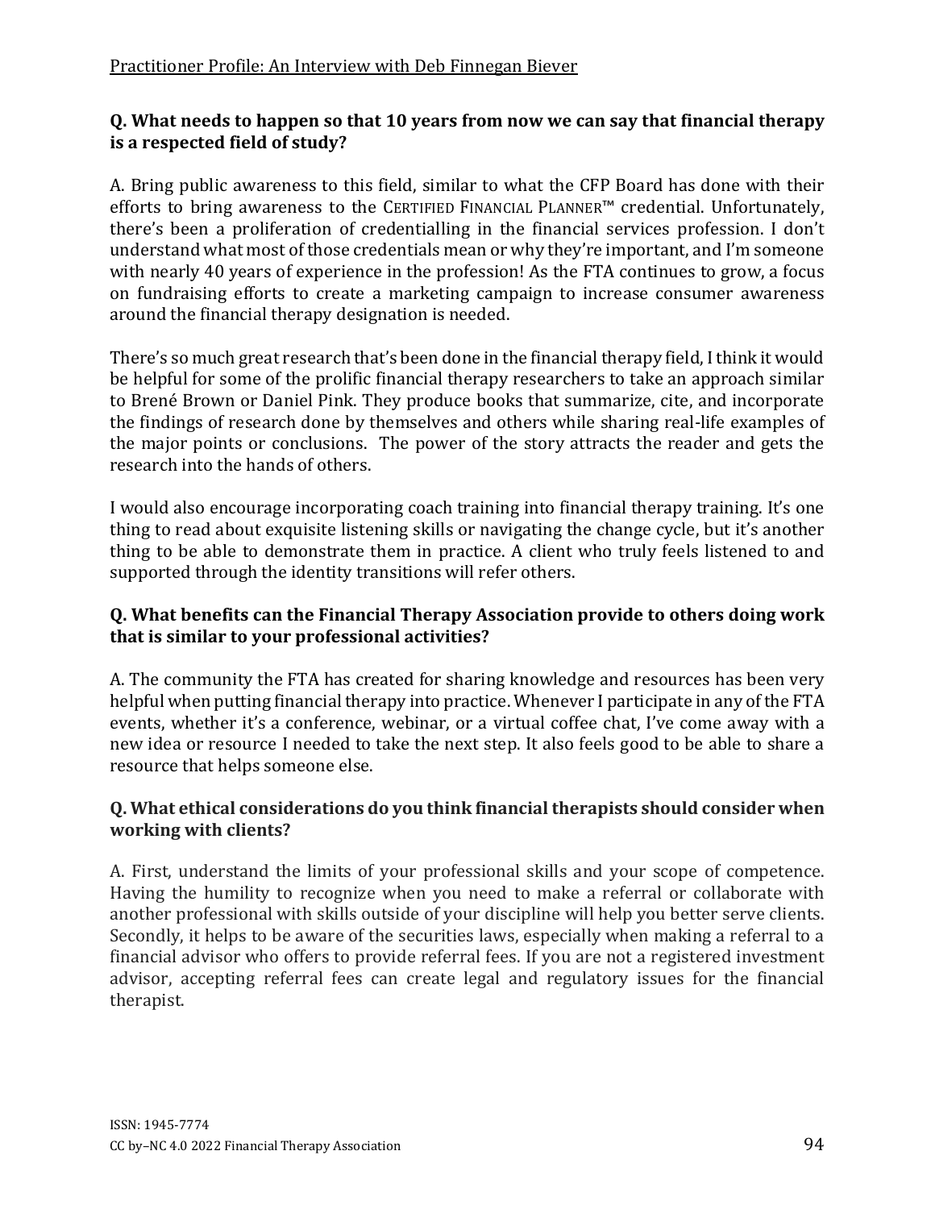**Q. What needs to happen so that 10 years from now we can say that financial therapy is a respected field of study?**

A. Bring public awareness to this field, similar to what the CFP Board has done with their efforts to bring awareness to the CERTIFIED FINANCIAL PLANNER™ credential. Unfortunately, there's been a proliferation of credentialling in the financial services profession. I don't understand what most of those credentials mean or why they're important, and I'm someone with nearly 40 years of experience in the profession! As the FTA continues to grow, a focus on fundraising efforts to create a marketing campaign to increase consumer awareness around the financial therapy designation is needed.

There's so much great research that's been done in the financial therapy field, I think it would be helpful for some of the prolific financial therapy researchers to take an approach similar to Brené Brown or Daniel Pink. They produce books that summarize, cite, and incorporate the findings of research done by themselves and others while sharing real-life examples of the major points or conclusions. The power of the story attracts the reader and gets the research into the hands of others.

I would also encourage incorporating coach training into financial therapy training. It's one thing to read about exquisite listening skills or navigating the change cycle, but it's another thing to be able to demonstrate them in practice. A client who truly feels listened to and supported through the identity transitions will refer others.

**Q. What benefits can the Financial Therapy Association provide to others doing work that is similar to your professional activities?**

A. The community the FTA has created for sharing knowledge and resources has been very helpful when putting financial therapy into practice. Whenever I participate in any of the FTA events, whether it's a conference, webinar, or a virtual coffee chat, I've come away with a new idea or resource I needed to take the next step. It also feels good to be able to share a resource that helps someone else.

**Q. What ethical considerations do you think financial therapists should consider when working with clients?**

A. First, understand the limits of your professional skills and your scope of competence. Having the humility to recognize when you need to make a referral or collaborate with another professional with skills outside of your discipline will help you better serve clients. Secondly, it helps to be aware of the securities laws, especially when making a referral to a financial advisor who offers to provide referral fees. If you are not a registered investment advisor, accepting referral fees can create legal and regulatory issues for the financial therapist.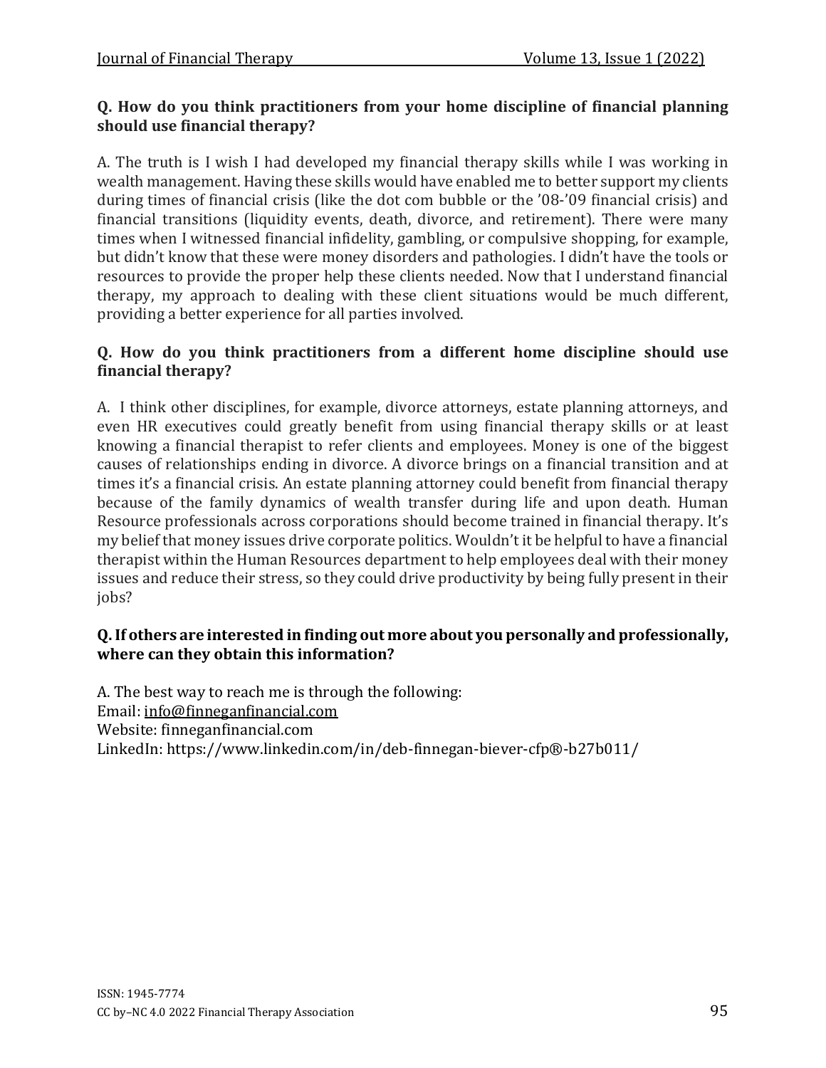**Q. How do you think practitioners from your home discipline of financial planning should use financial therapy?**

A. The truth is I wish I had developed my financial therapy skills while I was working in wealth management. Having these skills would have enabled me to better support my clients during times of financial crisis (like the dot com bubble or the '08-'09 financial crisis) and financial transitions (liquidity events, death, divorce, and retirement). There were many times when I witnessed financial infidelity, gambling, or compulsive shopping, for example, but didn't know that these were money disorders and pathologies. I didn't have the tools or resources to provide the proper help these clients needed. Now that I understand financial therapy, my approach to dealing with these client situations would be much different, providing a better experience for all parties involved.

**Q. How do you think practitioners from a different home discipline should use financial therapy?**

A. I think other disciplines, for example, divorce attorneys, estate planning attorneys, and even HR executives could greatly benefit from using financial therapy skills or at least knowing a financial therapist to refer clients and employees. Money is one of the biggest causes of relationships ending in divorce. A divorce brings on a financial transition and at times it's a financial crisis. An estate planning attorney could benefit from financial therapy because of the family dynamics of wealth transfer during life and upon death. Human Resource professionals across corporations should become trained in financial therapy. It's my belief that money issues drive corporate politics. Wouldn't it be helpful to have a financial therapist within the Human Resources department to help employees deal with their money issues and reduce their stress, so they could drive productivity by being fully present in their jobs?

**Q. If others are interested in finding out more about you personally and professionally, where can they obtain this information?**

A. The best way to reach me is through the following:
Email: info@finneganfinancial.com
Website: finneganfinancial.com
LinkedIn: https://www.linkedin.com/in/deb-finnegan-biever-cfp®-b27b011/